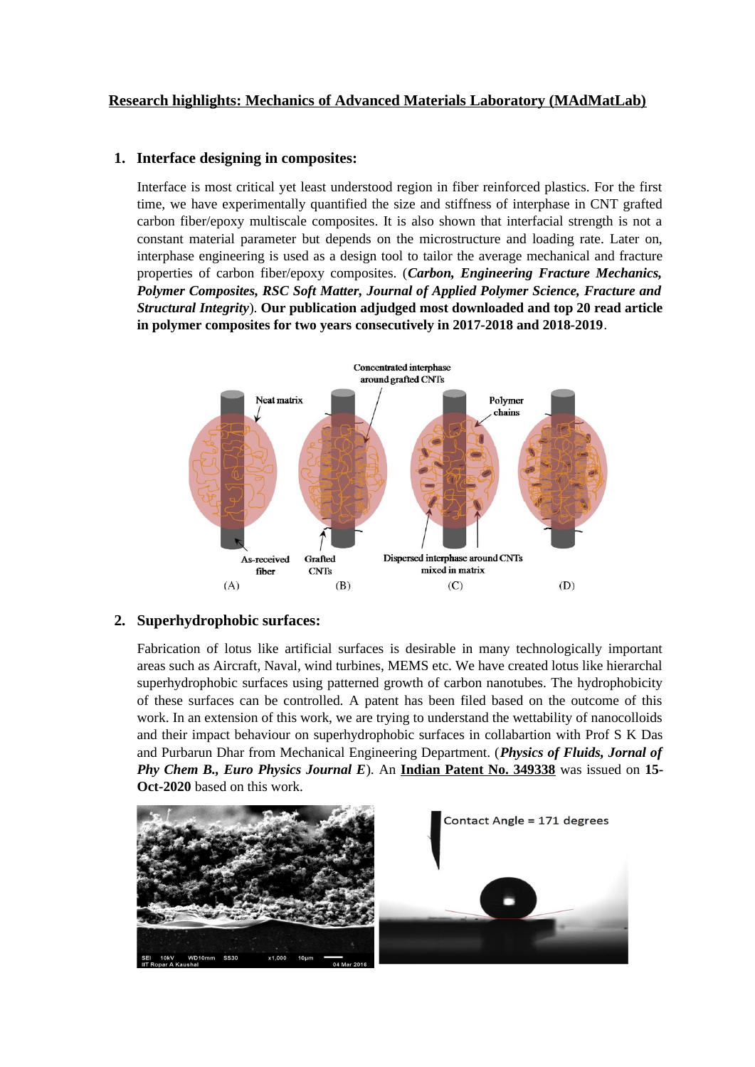**Research highlights: Mechanics of Advanced Materials Laboratory (MAdMatLab)**

## 1. Interface designing in composites:

Interface is most critical yet least understood region in fiber reinforced plastics. For the first time, we have experimentally quantified the size and stiffness of interphase in CNT grafted carbon fiber/epoxy multiscale composites. It is also shown that interfacial strength is not a constant material parameter but depends on the microstructure and loading rate. Later on, interphase engineering is used as a design tool to tailor the average mechanical and fracture properties of carbon fiber/epoxy composites. (***Carbon, Engineering Fracture Mechanics, Polymer Composites, RSC Soft Matter, Journal of Applied Polymer Science, Fracture and Structural Integrity***). **Our publication adjudged most downloaded and top 20 read article in polymer composites for two years consecutively in 2017-2018 and 2018-2019**.

## 2. Superhydrophobic surfaces:

Fabrication of lotus like artificial surfaces is desirable in many technologically important areas such as Aircraft, Naval, wind turbines, MEMS etc. We have created lotus like hierarchal superhydrophobic surfaces using patterned growth of carbon nanotubes. The hydrophobicity of these surfaces can be controlled. A patent has been filed based on the outcome of this work. In an extension of this work, we are trying to understand the wettability of nanocolloids and their impact behaviour on superhydrophobic surfaces in collabartion with Prof S K Das and Purbarun Dhar from Mechanical Engineering Department. (***Physics of Fluids, Jornal of Phy Chem B., Euro Physics Journal E***). An **Indian Patent No. 349338** was issued on **15-Oct-2020** based on this work.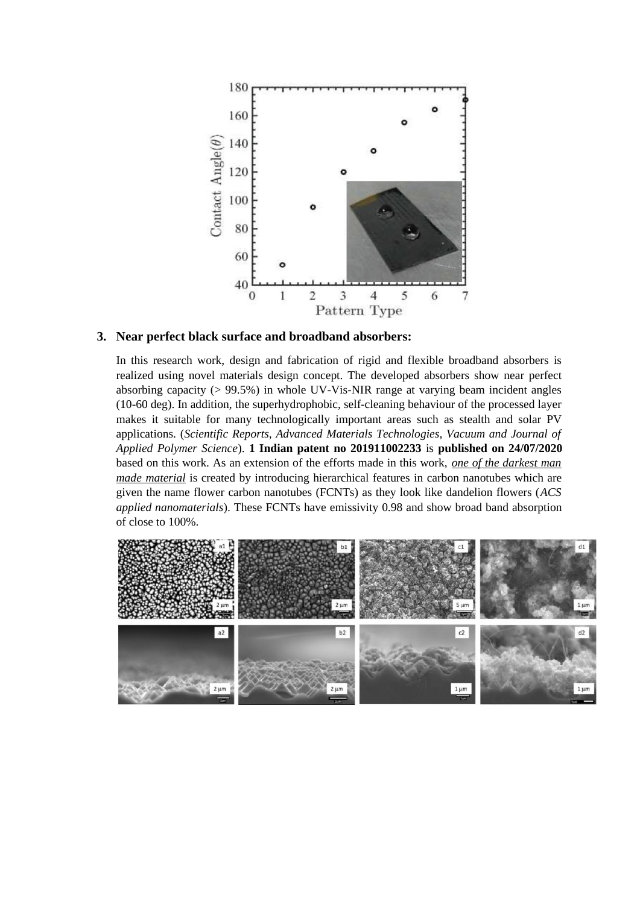3. **Near perfect black surface and broadband absorbers:**

   In this research work, design and fabrication of rigid and flexible broadband absorbers is realized using novel materials design concept. The developed absorbers show near perfect absorbing capacity (> 99.5%) in whole UV-Vis-NIR range at varying beam incident angles (10-60 deg). In addition, the superhydrophobic, self-cleaning behaviour of the processed layer makes it suitable for many technologically important areas such as stealth and solar PV applications. (*Scientific Reports, Advanced Materials Technologies, Vacuum and Journal of Applied Polymer Science*). **1 Indian patent no 201911002233** is **published on 24/07/2020** based on this work. As an extension of the efforts made in this work, ***one of the darkest man made material*** is created by introducing hierarchical features in carbon nanotubes which are given the name flower carbon nanotubes (FCNTs) as they look like dandelion flowers (*ACS applied nanomaterials*). These FCNTs have emissivity 0.98 and show broad band absorption of close to 100%.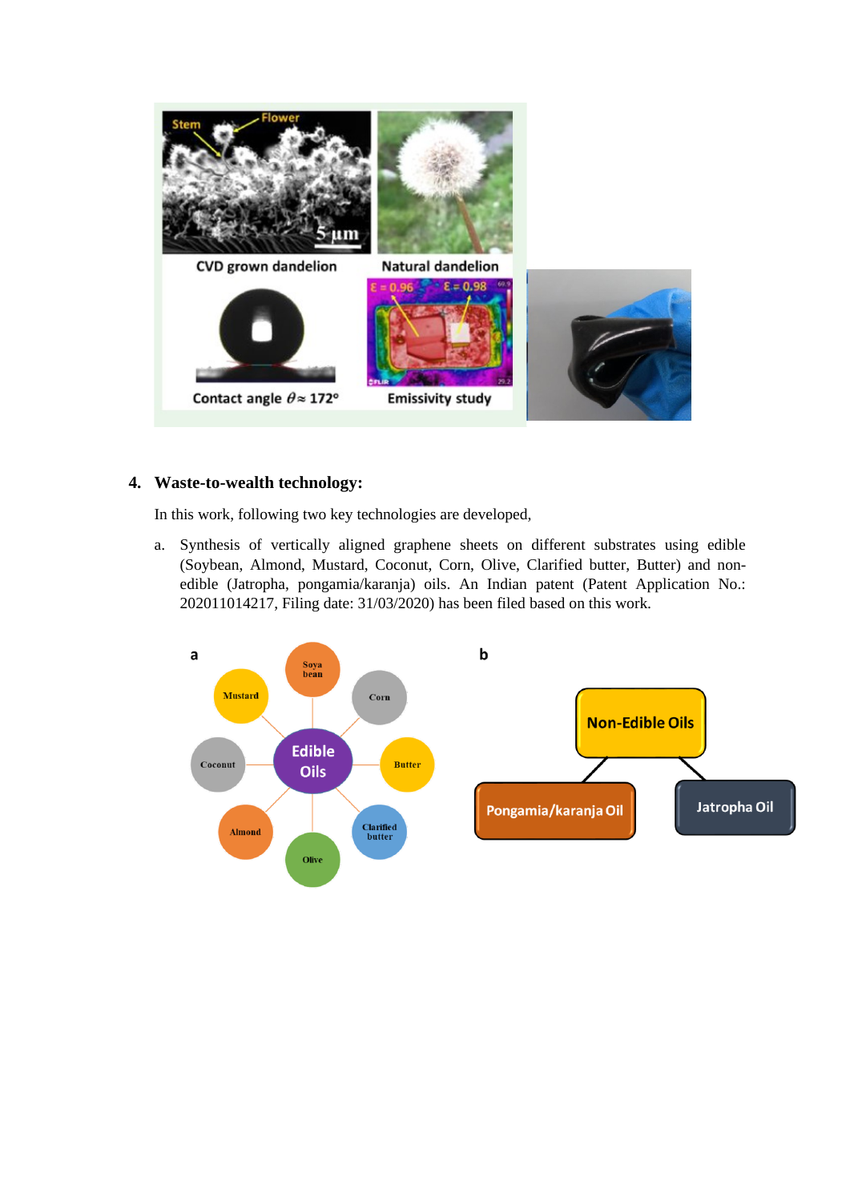## 4. Waste-to-wealth technology:

In this work, following two key technologies are developed,

a. Synthesis of vertically aligned graphene sheets on different substrates using edible (Soybean, Almond, Mustard, Coconut, Corn, Olive, Clarified butter, Butter) and non-edible (Jatropha, pongamia/karanja) oils. An Indian patent (Patent Application No.: 202011014217, Filing date: 31/03/2020) has been filed based on this work.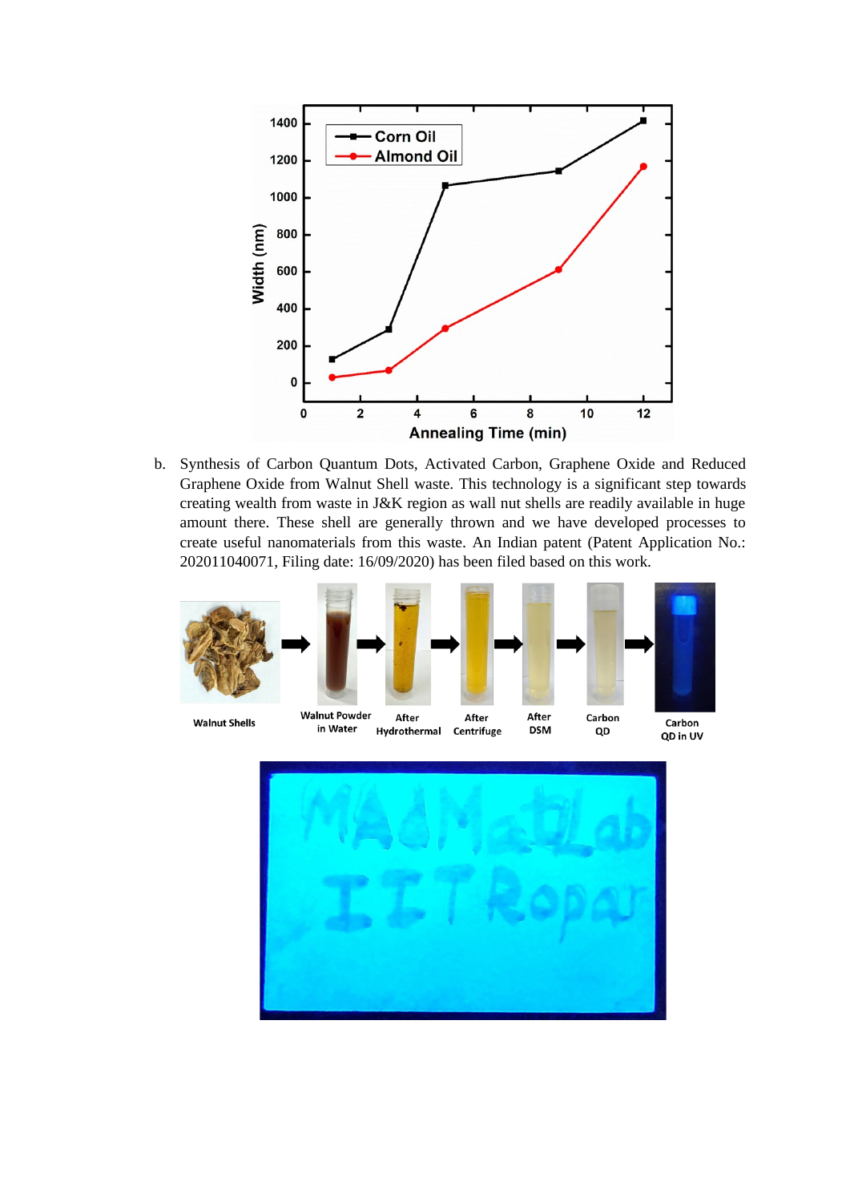1400
1200
1000
800
600
400
200
0

Width (nm)

0 2 4 6 8 10 12

Annealing Time (min)

Corn Oil
Almond Oil

b. Synthesis of Carbon Quantum Dots, Activated Carbon, Graphene Oxide and Reduced Graphene Oxide from Walnut Shell waste. This technology is a significant step towards creating wealth from waste in J&K region as wall nut shells are readily available in huge amount there. These shell are generally thrown and we have developed processes to create useful nanomaterials from this waste. An Indian patent (Patent Application No.: 202011040071, Filing date: 16/09/2020) has been filed based on this work.

Walnut Shells
Walnut Powder in Water
After Hydrothermal
After Centrifuge
After DSM
Carbon QD
Carbon QD in UV

MAdMatLab
IIT Ropar